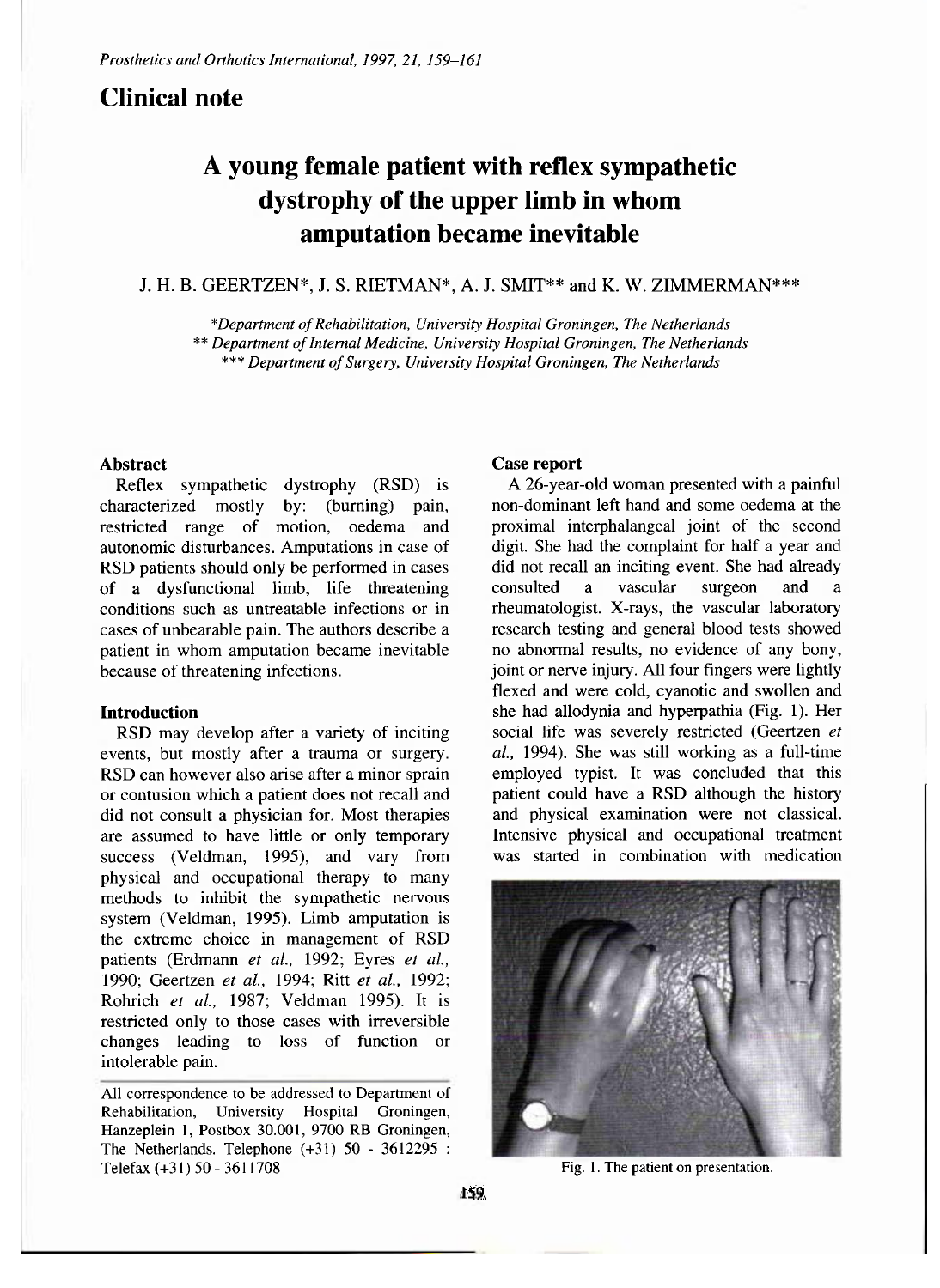## Clinical note

# A young female patient with reflex sympathetic dystrophy of the upper limb in whom amputation became inevitable

J. H. B. GEERTZEN*, J. S. RIETMAN*, A. J. SMIT** and K. W. ZIMMERMAN***

*Department of Rehabilitation, University Hospital Groningen, The Netherlands
** Department of Internal Medicine, University Hospital Groningen, The Netherlands
*** Department of Surgery, University Hospital Groningen, The Netherlands

### Abstract

Reflex sympathetic dystrophy (RSD) is characterized mostly by: (burning) pain, restricted range of motion, oedema and autonomic disturbances. Amputations in case of RSD patients should only be performed in cases of a dysfunctional limb, life threatening conditions such as untreatable infections or in cases of unbearable pain. The authors describe a patient in whom amputation became inevitable because of threatening infections.

### Introduction

RSD may develop after a variety of inciting events, but mostly after a trauma or surgery. RSD can however also arise after a minor sprain or contusion which a patient does not recall and did not consult a physician for. Most therapies are assumed to have little or only temporary success (Veldman, 1995), and vary from physical and occupational therapy to many methods to inhibit the sympathetic nervous system (Veldman, 1995). Limb amputation is the extreme choice in management of RSD patients (Erdmann *et al.*, 1992; Eyres *et al.*, 1990; Geertzen *et al.*, 1994; Ritt *et al.*, 1992; Rohrich *et al.*, 1987; Veldman 1995). It is restricted only to those cases with irreversible changes leading to loss of function or intolerable pain.

All correspondence to be addressed to Department of Rehabilitation, University Hospital Groningen, Hanzeplein 1, Postbox 30.001, 9700 RB Groningen, The Netherlands. Telephone (+31) 50 - 3612295 : Telefax (+31) 50 - 3611708

### Case report

A 26-year-old woman presented with a painful non-dominant left hand and some oedema at the proximal interphalangeal joint of the second digit. She had the complaint for half a year and did not recall an inciting event. She had already consulted a vascular surgeon and a rheumatologist. X-rays, the vascular laboratory research testing and general blood tests showed no abnormal results, no evidence of any bony, joint or nerve injury. All four fingers were lightly flexed and were cold, cyanotic and swollen and she had allodynia and hyperpathia (Fig. 1). Her social life was severely restricted (Geertzen *et al.*, 1994). She was still working as a full-time employed typist. It was concluded that this patient could have a RSD although the history and physical examination were not classical. Intensive physical and occupational treatment was started in combination with medication

Fig. 1. The patient on presentation.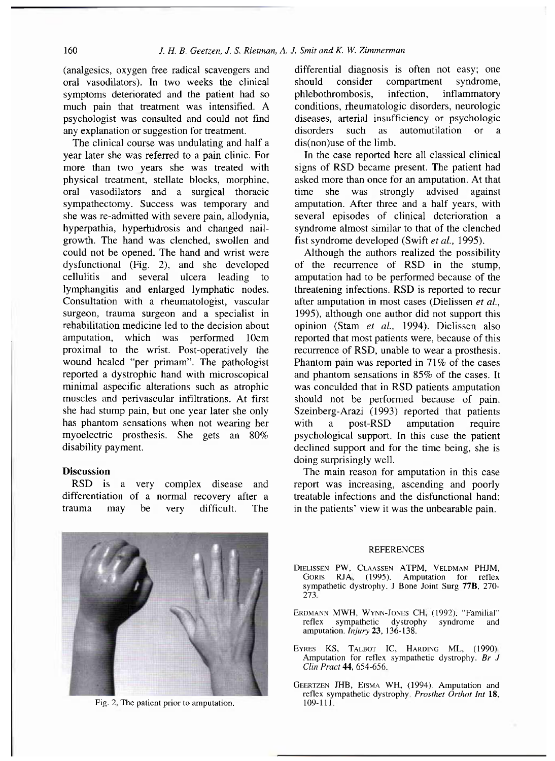(analgesics, oxygen free radical scavengers and oral vasodilators). In two weeks the clinical symptoms deteriorated and the patient had so much pain that treatment was intensified. A psychologist was consulted and could not find any explanation or suggestion for treatment.

The clinical course was undulating and half a year later she was referred to a pain clinic. For more than two years she was treated with physical treatment, stellate blocks, morphine, oral vasodilators and a surgical thoracic sympathectomy. Success was temporary and she was re-admitted with severe pain, allodynia, hyperpathia, hyperhidrosis and changed nail-growth. The hand was clenched, swollen and could not be opened. The hand and wrist were dysfunctional (Fig. 2), and she developed cellulitis and several ulcera leading to lymphangitis and enlarged lymphatic nodes. Consultation with a rheumatologist, vascular surgeon, trauma surgeon and a specialist in rehabilitation medicine led to the decision about amputation, which was performed 10cm proximal to the wrist. Post-operatively the wound healed "per primam". The pathologist reported a dystrophic hand with microscopical minimal aspecific alterations such as atrophic muscles and perivascular infiltrations. At first she had stump pain, but one year later she only has phantom sensations when not wearing her myoelectric prosthesis. She gets an 80% disability payment.

## Discussion

RSD is a very complex disease and differentiation of a normal recovery after a trauma may be very difficult. The differential diagnosis is often not easy; one should consider compartment syndrome, phlebothrombosis, infection, inflammatory conditions, rheumatologic disorders, neurologic diseases, arterial insufficiency or psychologic disorders such as automutilation or a dis(non)use of the limb.

In the case reported here all classical clinical signs of RSD became present. The patient had asked more than once for an amputation. At that time she was strongly advised against amputation. After three and a half years, with several episodes of clinical deterioration a syndrome almost similar to that of the clenched fist syndrome developed (Swift *et al.,* 1995).

Although the authors realized the possibility of the recurrence of RSD in the stump, amputation had to be performed because of the threatening infections. RSD is reported to recur after amputation in most cases (Dielissen *et al.,* 1995), although one author did not support this opinion (Stam *et al.,* 1994). Dielissen also reported that most patients were, because of this recurrence of RSD, unable to wear a prosthesis. Phantom pain was reported in 71% of the cases and phantom sensations in 85% of the cases. It was conculded that in RSD patients amputation should not be performed because of pain. Szeinberg-Arazi (1993) reported that patients with a post-RSD amputation require psychological support. In this case the patient declined support and for the time being, she is doing surprisingly well.

The main reason for amputation in this case report was increasing, ascending and poorly treatable infections and the disfunctional hand; in the patients' view it was the unbearable pain.

Fig. 2. The patient prior to amputation.

## REFERENCES

DIELISSEN PW, CLAASSEN ATPM, VELDMAN PHJM, GORIS RJA, (1995). Amputation for reflex sympathetic dystrophy. J Bone Joint Surg **77B**, 270-273.

ERDMANN MWH, WYNN-JONES CH, (1992). "Familial" reflex sympathetic dystrophy syndrome and amputation. *Injury* **23**, 136-138.

EYRES KS, TALBOT IC, HARDING ML, (1990). Amputation for reflex sympathetic dystrophy. *Br J Clin Pract* **44**, 654-656.

GEERTZEN JHB, EISMA WH, (1994). Amputation and reflex sympathetic dystrophy. *Prosthet Orthot Int* **18**, 109-111.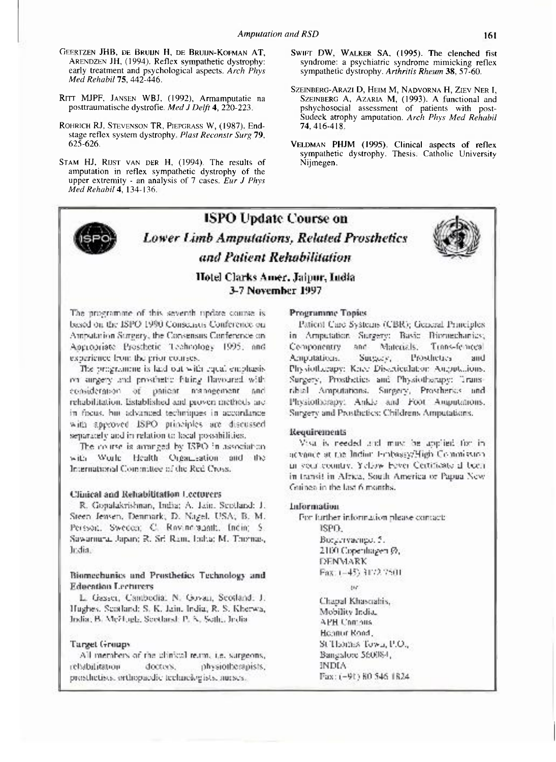GEERTZEN JHB, DE BRUIJN H, DE BRUIJN-KOFMAN AT, ARENDZEN JH, (1994). Reflex sympathetic dystrophy: early treatment and psychological aspects. *Arch Phys Med Rehabil* **75**, 442-446.

RITT MJPF, JANSEN WBJ, (1992), Armamputatie na posttraumatische dystrofie. *Med J Delft* **4**, 220-223.

ROHRICH RJ, STEVENSON TR, PIEPGRASS W, (1987), End-stage reflex system dystrophy. *Plast Reconstr Surg* **79**, 625-626.

STAM HJ, RIJST VAN DER H, (1994). The results of amputation in reflex sympathetic dystrophy of the upper extremity - an analysis of 7 cases. *Eur J Phys Med Rehabil* **4**, 134-136.

SWIFT DW, WALKER SA, (1995). The clenched fist syndrome: a psychiatric syndrome mimicking reflex sympathetic dystrophy. *Arthritis Rheum* **38**, 57-60.

SZEINBERG-ARAZI D, HEIM M, NADVORNA H, ZIEV NER I, SZEINBERG A, AZARIA M, (1993). A functional and pshychosocial assessment of patients with post-Sudeck atrophy amputation. *Arch Phys Med Rehabil* **74**, 416-418.

VELDMAN PHJM (1995). Clinical aspects of reflex sympathetic dystrophy. Thesis. Catholic University Nijmegen.

# ISPO Update Course on *Lower Limb Amputations, Related Prosthetics and Patient Rehabilitation*

**Hotel Clarks Amer, Jaipur, India**
**3-7 November 1997**

The programme of this seventh update course is based on the ISPO 1990 Consensus Conference on Amputation Surgery, the Consensus Conference on Appropriate Prosthetic Technology 1995, and experience from the prior courses.

The programme is laid out with equal emphasis on surgery and prosthetic fitting flavoured with consideration of patient management and rehabilitation. Established and proven methods are in focus, but advanced techniques in accordance with approved ISPO principles are discussed separately and in relation to local possibilities.

The course is arranged by ISPO in association with World Health Organization and the International Committee of the Red Cross.

### Clinical and Rehabilitation Lecturers

R. Gopalakrishnan, India; A. Jain, Scotland; J. Steen Jensen, Denmark; D. Nagel, USA; B. M. Persson, Sweden; C. Ravindranath, India; S. Sawamura, Japan; R. Sri Ram, India; M. Thomas, India.

### Biomechanics and Prosthetics Technology and Education Lecturers

L. Gasser, Cambodia; N. Govan, Scotland; J. Hughes, Scotland; S. K. Jain, India; R. S. Kherwa, India; B. McHugh, Scotland; P. K. Sethi, India.

### Target Groups

All members of the clinical team, i.e. surgeons, rehabilitation doctors, physiotherapists, prosthetists, orthopaedic technologists, nurses.

### Programme Topics

Patient Care Systems (CBR); General Principles in Amputation Surgery; Basic Biomechanics; Componentry and Materials. Trans-femoral Amputations: Surgery, Prosthetics and Physiotherapy; Knee Disarticulation Amputations: Surgery, Prosthetics and Physiotherapy; Trans-tibial Amputations: Surgery, Prosthetics and Physiotherapy; Ankle and Foot Amputations: Surgery and Prosthetics; Childrens Amputations.

### Requirements

Visa is needed and must be applied for in advance at the Indian Embassy/High Commission in your country. Yellow Fever Certificate if been in transit in Africa, South America or Papua New Guinea in the last 6 months.

### Information

For further information please contact:

ISPO,
Borgervaenget 5,
2100 Copenhagen Ø,
DENMARK
Fax: (+45) 3172 7501

or

Chapal Khasnabis,
Mobility India,
APH Campus
Hennur Road,
St Thomas Town, P.O.,
Bangalore 560084,
INDIA
Fax: (+91) 80 546 1824